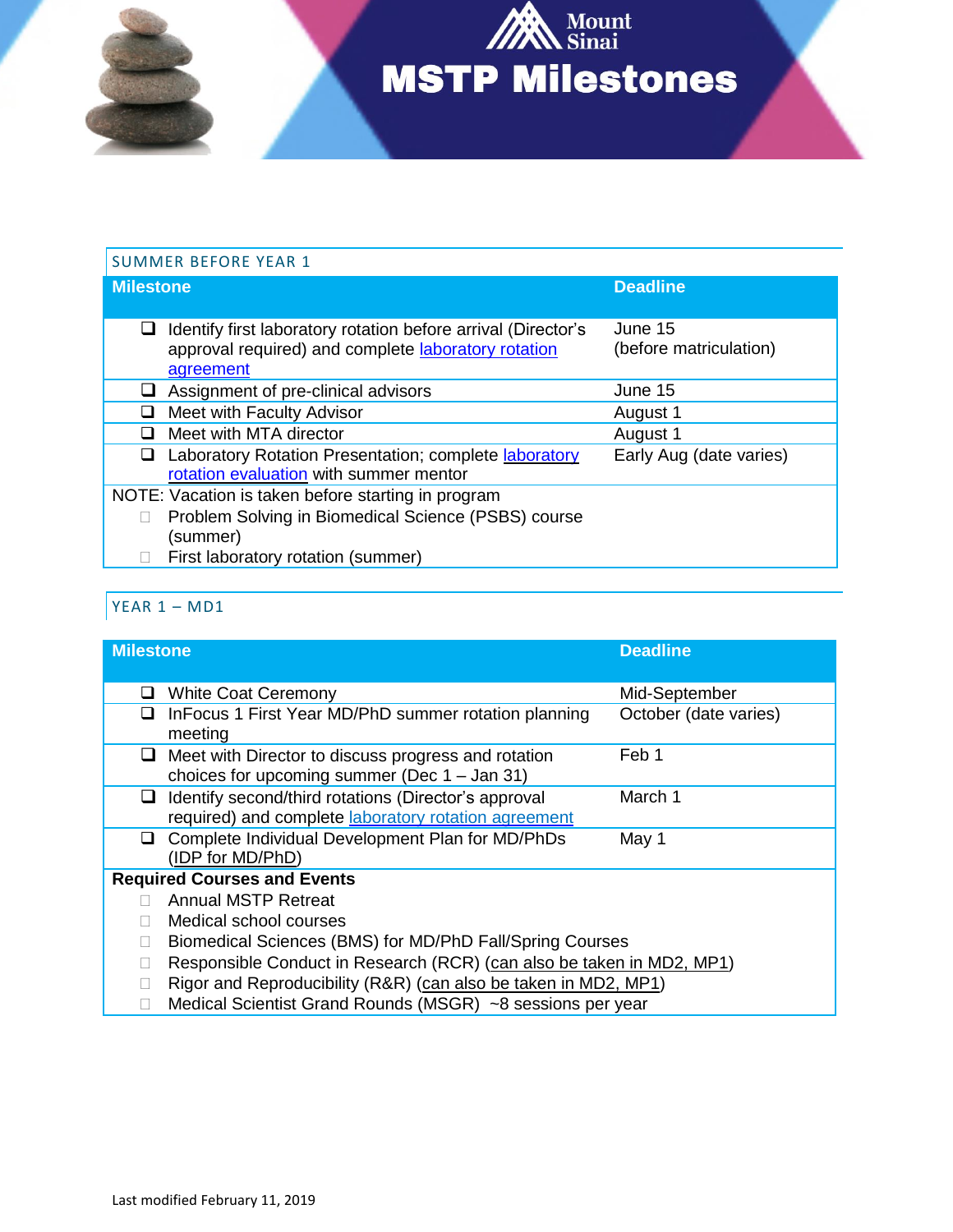# Mount Sinai MSTP Milestones

## SUMMER BEFORE YEAR 1

| Milestone | Deadline |
| --- | --- |
| ❑ Identify first laboratory rotation before arrival (Director's approval required) and complete laboratory rotation agreement | June 15 (before matriculation) |
| ❑ Assignment of pre-clinical advisors | June 15 |
| ❑ Meet with Faculty Advisor | August 1 |
| ❑ Meet with MTA director | August 1 |
| ❑ Laboratory Rotation Presentation; complete laboratory rotation evaluation with summer mentor | Early Aug (date varies) |

NOTE: Vacation is taken before starting in program

- Problem Solving in Biomedical Science (PSBS) course (summer)
- First laboratory rotation (summer)

## YEAR 1 – MD1

| Milestone | Deadline |
| --- | --- |
| ❑ White Coat Ceremony | Mid-September |
| ❑ InFocus 1 First Year MD/PhD summer rotation planning meeting | October (date varies) |
| ❑ Meet with Director to discuss progress and rotation choices for upcoming summer (Dec 1 – Jan 31) | Feb 1 |
| ❑ Identify second/third rotations (Director's approval required) and complete laboratory rotation agreement | March 1 |
| ❑ Complete Individual Development Plan for MD/PhDs (IDP for MD/PhD) | May 1 |

**Required Courses and Events**

- Annual MSTP Retreat
- Medical school courses
- Biomedical Sciences (BMS) for MD/PhD Fall/Spring Courses
- Responsible Conduct in Research (RCR) (can also be taken in MD2, MP1)
- Rigor and Reproducibility (R&R) (can also be taken in MD2, MP1)
- Medical Scientist Grand Rounds (MSGR) ~8 sessions per year

Last modified February 11, 2019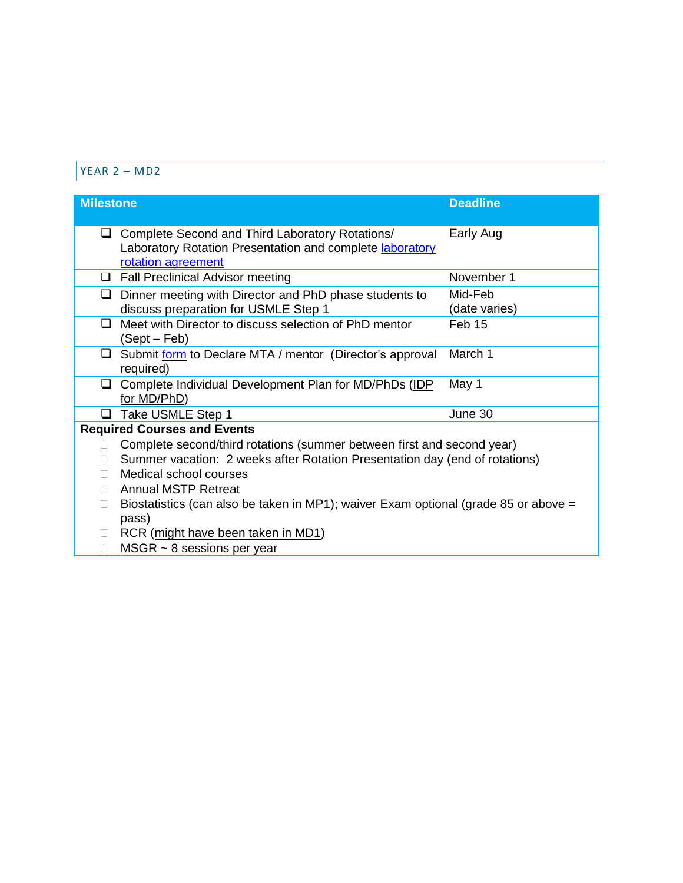## YEAR 2 – MD2

| Milestone | Deadline |
| --- | --- |
| ❑ Complete Second and Third Laboratory Rotations/ Laboratory Rotation Presentation and complete laboratory rotation agreement | Early Aug |
| ❑ Fall Preclinical Advisor meeting | November 1 |
| ❑ Dinner meeting with Director and PhD phase students to discuss preparation for USMLE Step 1 | Mid-Feb (date varies) |
| ❑ Meet with Director to discuss selection of PhD mentor (Sept – Feb) | Feb 15 |
| ❑ Submit form to Declare MTA / mentor (Director's approval required) | March 1 |
| ❑ Complete Individual Development Plan for MD/PhDs (IDP for MD/PhD) | May 1 |
| ❑ Take USMLE Step 1 | June 30 |

**Required Courses and Events**

- ☐ Complete second/third rotations (summer between first and second year)
- ☐ Summer vacation: 2 weeks after Rotation Presentation day (end of rotations)
- ☐ Medical school courses
- ☐ Annual MSTP Retreat
- ☐ Biostatistics (can also be taken in MP1); waiver Exam optional (grade 85 or above = pass)
- ☐ RCR (might have been taken in MD1)
- ☐ MSGR ~ 8 sessions per year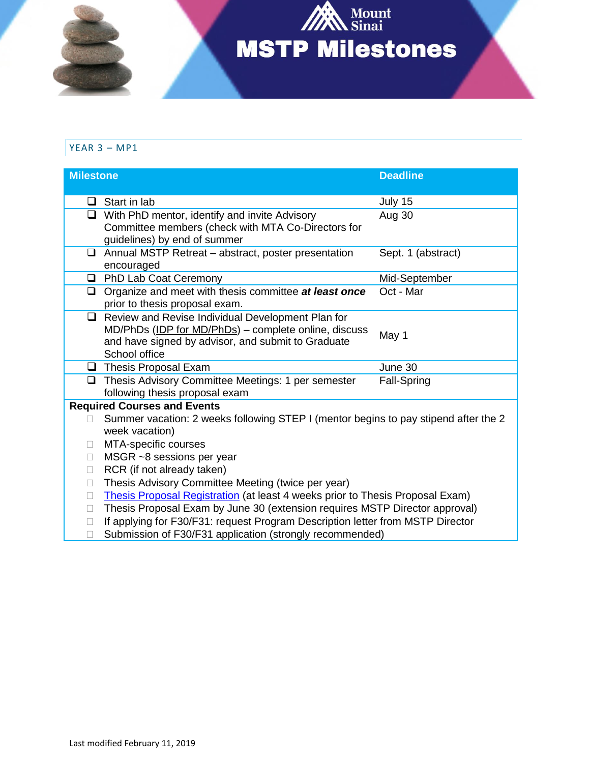# MSTP Milestones

## YEAR 3 – MP1

| Milestone | Deadline |
| --- | --- |
| ❑ Start in lab | July 15 |
| ❑ With PhD mentor, identify and invite Advisory Committee members (check with MTA Co-Directors for guidelines) by end of summer | Aug 30 |
| ❑ Annual MSTP Retreat – abstract, poster presentation encouraged | Sept. 1 (abstract) |
| ❑ PhD Lab Coat Ceremony | Mid-September |
| ❑ Organize and meet with thesis committee ***at least once*** prior to thesis proposal exam. | Oct - Mar |
| ❑ Review and Revise Individual Development Plan for MD/PhDs (IDP for MD/PhDs) – complete online, discuss and have signed by advisor, and submit to Graduate School office | May 1 |
| ❑ Thesis Proposal Exam | June 30 |
| ❑ Thesis Advisory Committee Meetings: 1 per semester following thesis proposal exam | Fall-Spring |

**Required Courses and Events**

- ☐ Summer vacation: 2 weeks following STEP I (mentor begins to pay stipend after the 2 week vacation)
- ☐ MTA-specific courses
- ☐ MSGR ~8 sessions per year
- ☐ RCR (if not already taken)
- ☐ Thesis Advisory Committee Meeting (twice per year)
- ☐ Thesis Proposal Registration (at least 4 weeks prior to Thesis Proposal Exam)
- ☐ Thesis Proposal Exam by June 30 (extension requires MSTP Director approval)
- ☐ If applying for F30/F31: request Program Description letter from MSTP Director
- ☐ Submission of F30/F31 application (strongly recommended)

Last modified February 11, 2019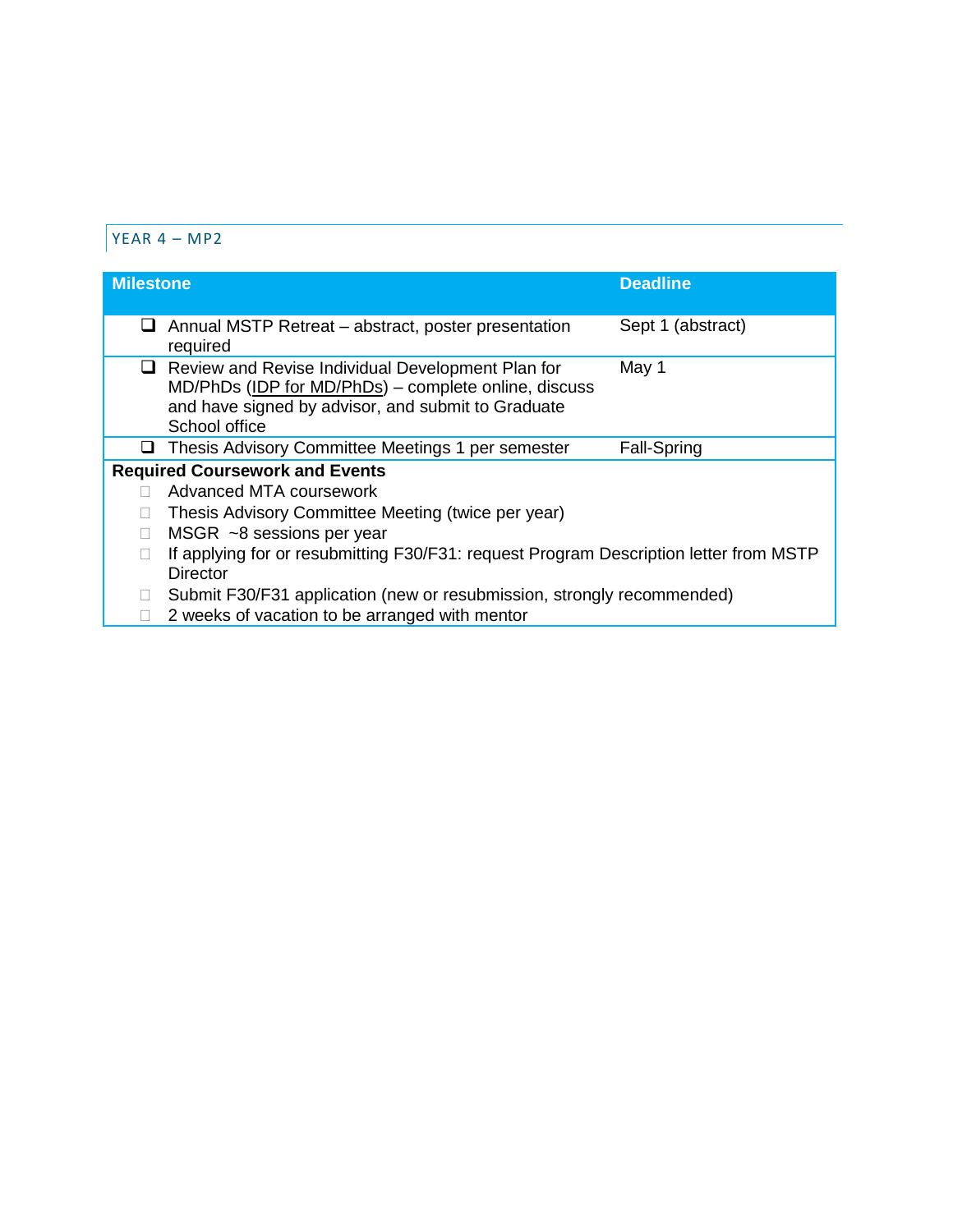## YEAR 4 – MP2

| Milestone | Deadline |
|---|---|
| ❑ Annual MSTP Retreat – abstract, poster presentation required | Sept 1 (abstract) |
| ❑ Review and Revise Individual Development Plan for MD/PhDs (IDP for MD/PhDs) – complete online, discuss and have signed by advisor, and submit to Graduate School office | May 1 |
| ❑ Thesis Advisory Committee Meetings 1 per semester | Fall-Spring |

**Required Coursework and Events**

- ☐ Advanced MTA coursework
- ☐ Thesis Advisory Committee Meeting (twice per year)
- ☐ MSGR ~8 sessions per year
- ☐ If applying for or resubmitting F30/F31: request Program Description letter from MSTP Director
- ☐ Submit F30/F31 application (new or resubmission, strongly recommended)
- ☐ 2 weeks of vacation to be arranged with mentor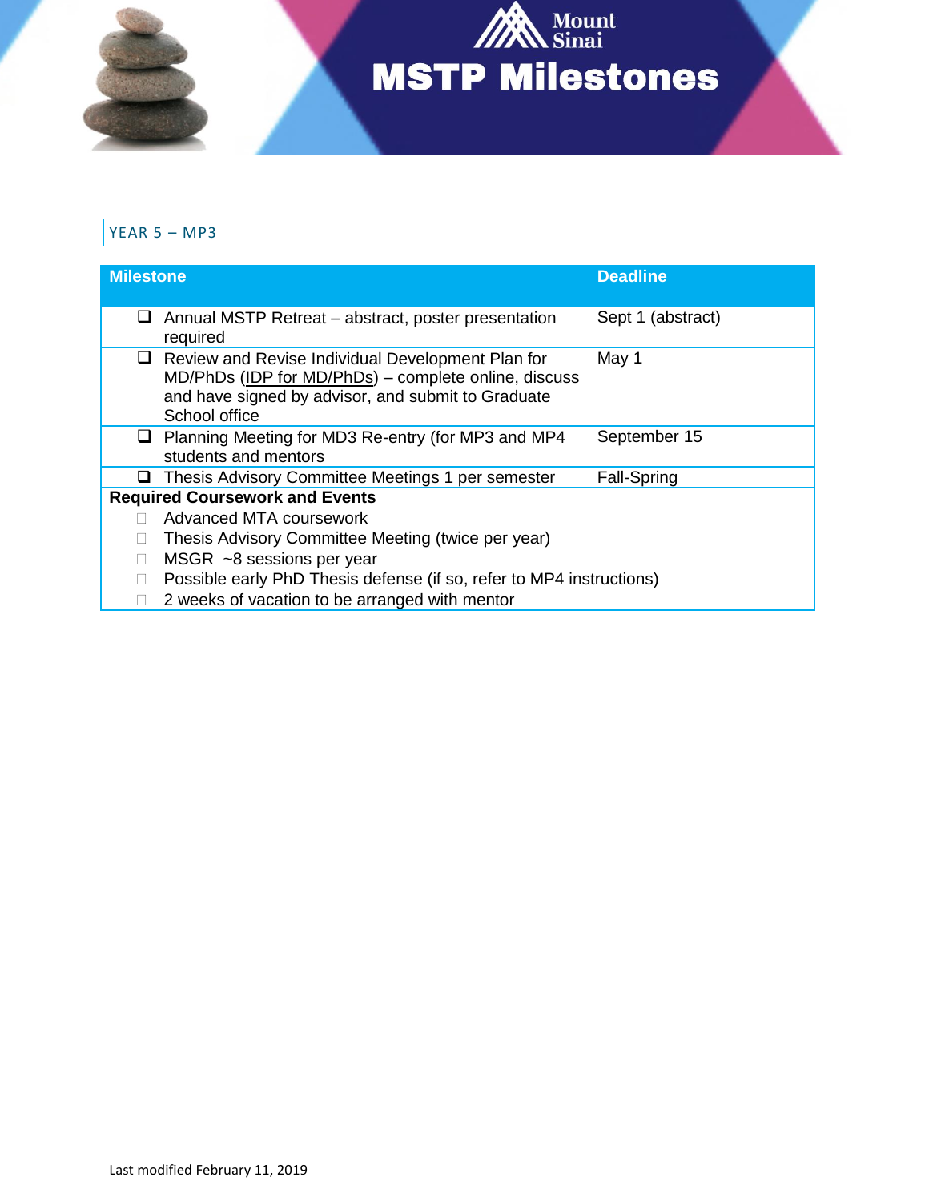# MSTP Milestones

## YEAR 5 – MP3

| Milestone | Deadline |
|---|---|
| ❑ Annual MSTP Retreat – abstract, poster presentation required | Sept 1 (abstract) |
| ❑ Review and Revise Individual Development Plan for MD/PhDs (IDP for MD/PhDs) – complete online, discuss and have signed by advisor, and submit to Graduate School office | May 1 |
| ❑ Planning Meeting for MD3 Re-entry (for MP3 and MP4 students and mentors | September 15 |
| ❑ Thesis Advisory Committee Meetings 1 per semester | Fall-Spring |
| **Required Coursework and Events** | |
| ❑ Advanced MTA coursework | |
| ❑ Thesis Advisory Committee Meeting (twice per year) | |
| ❑ MSGR ~8 sessions per year | |
| ❑ Possible early PhD Thesis defense (if so, refer to MP4 instructions) | |
| ❑ 2 weeks of vacation to be arranged with mentor | |

Last modified February 11, 2019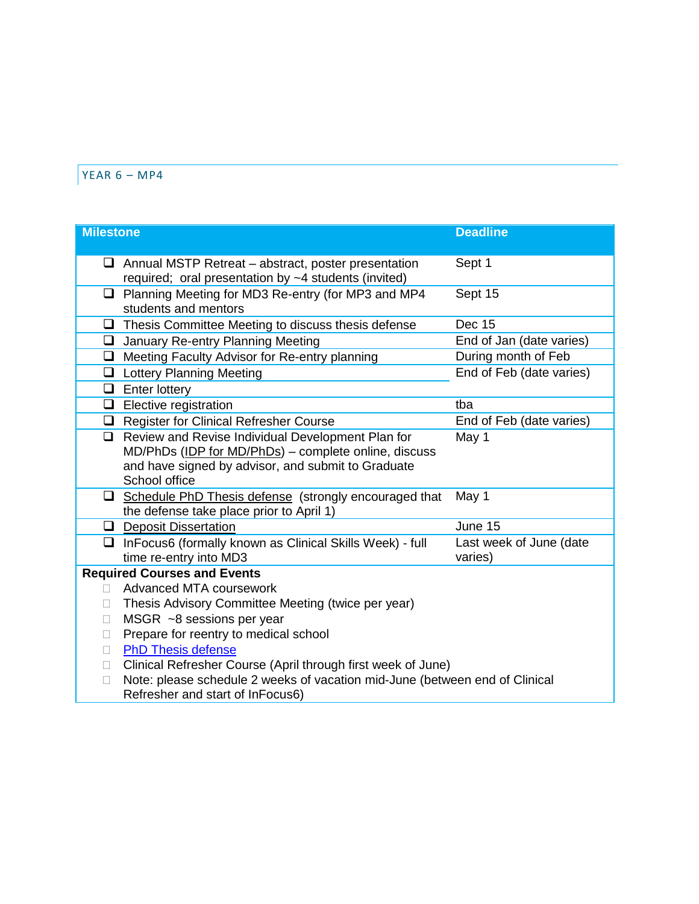## YEAR 6 – MP4

| Milestone | Deadline |
| --- | --- |
| ❑ Annual MSTP Retreat – abstract, poster presentation required; oral presentation by ~4 students (invited) | Sept 1 |
| ❑ Planning Meeting for MD3 Re-entry (for MP3 and MP4 students and mentors | Sept 15 |
| ❑ Thesis Committee Meeting to discuss thesis defense | Dec 15 |
| ❑ January Re-entry Planning Meeting | End of Jan (date varies) |
| ❑ Meeting Faculty Advisor for Re-entry planning | During month of Feb |
| ❑ Lottery Planning Meeting | End of Feb (date varies) |
| ❑ Enter lottery | |
| ❑ Elective registration | tba |
| ❑ Register for Clinical Refresher Course | End of Feb (date varies) |
| ❑ Review and Revise Individual Development Plan for MD/PhDs (IDP for MD/PhDs) – complete online, discuss and have signed by advisor, and submit to Graduate School office | May 1 |
| ❑ Schedule PhD Thesis defense (strongly encouraged that the defense take place prior to April 1) | May 1 |
| ❑ Deposit Dissertation | June 15 |
| ❑ InFocus6 (formally known as Clinical Skills Week) - full time re-entry into MD3 | Last week of June (date varies) |
| **Required Courses and Events** | |
| Advanced MTA coursework | |
| Thesis Advisory Committee Meeting (twice per year) | |
| MSGR ~8 sessions per year | |
| Prepare for reentry to medical school | |
| PhD Thesis defense | |
| Clinical Refresher Course (April through first week of June) | |
| Note: please schedule 2 weeks of vacation mid-June (between end of Clinical Refresher and start of InFocus6) | |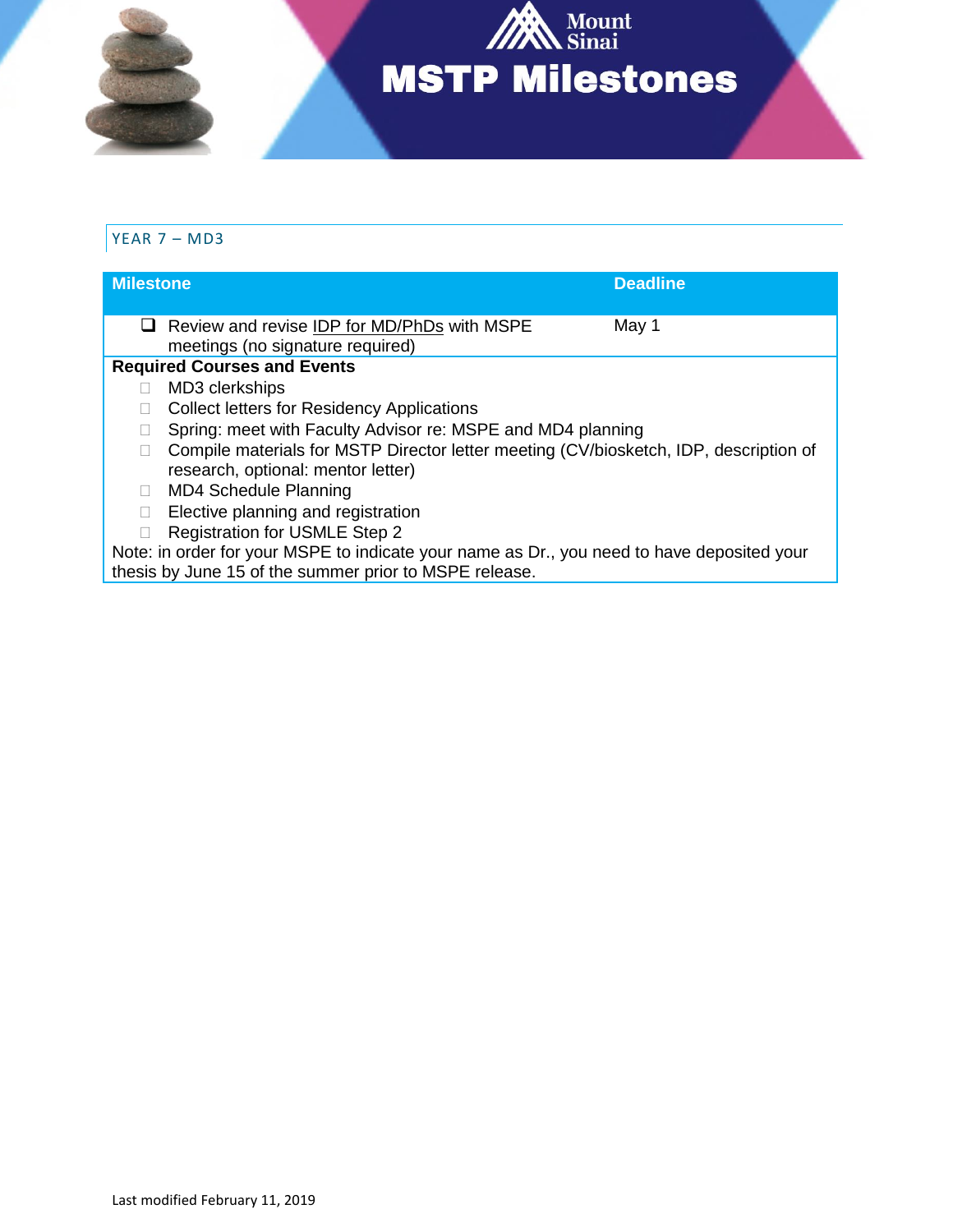# MSTP Milestones

## YEAR 7 – MD3

| Milestone | Deadline |
| --- | --- |
| ❑ Review and revise IDP for MD/PhDs with MSPE meetings (no signature required) | May 1 |

**Required Courses and Events**

- ☐ MD3 clerkships
- ☐ Collect letters for Residency Applications
- ☐ Spring: meet with Faculty Advisor re: MSPE and MD4 planning
- ☐ Compile materials for MSTP Director letter meeting (CV/biosketch, IDP, description of research, optional: mentor letter)
- ☐ MD4 Schedule Planning
- ☐ Elective planning and registration
- ☐ Registration for USMLE Step 2

Note: in order for your MSPE to indicate your name as Dr., you need to have deposited your thesis by June 15 of the summer prior to MSPE release.

Last modified February 11, 2019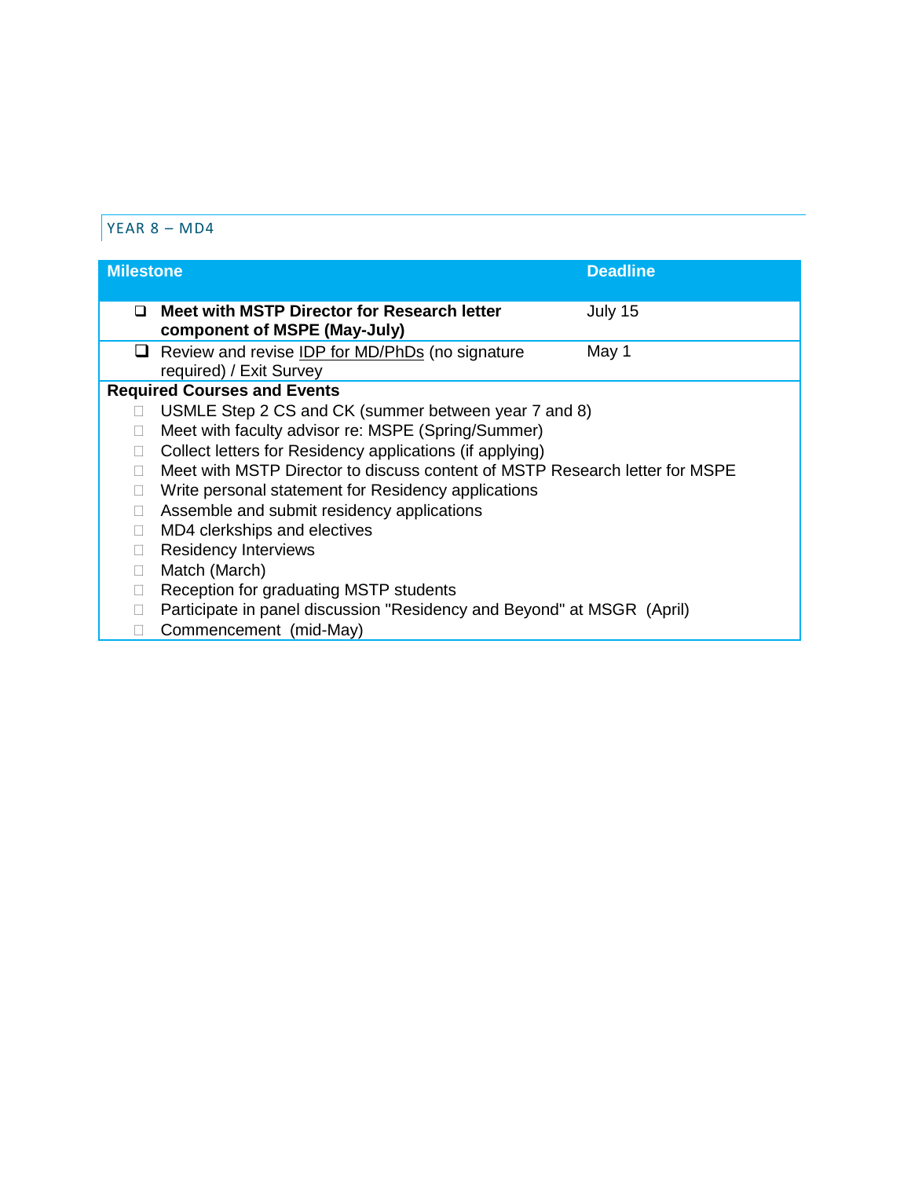## YEAR 8 – MD4

| Milestone | Deadline |
|---|---|
| ❑ **Meet with MSTP Director for Research letter component of MSPE (May-July)** | July 15 |
| ❑ Review and revise IDP for MD/PhDs (no signature required) / Exit Survey | May 1 |

**Required Courses and Events**

- USMLE Step 2 CS and CK (summer between year 7 and 8)
- Meet with faculty advisor re: MSPE (Spring/Summer)
- Collect letters for Residency applications (if applying)
- Meet with MSTP Director to discuss content of MSTP Research letter for MSPE
- Write personal statement for Residency applications
- Assemble and submit residency applications
- MD4 clerkships and electives
- Residency Interviews
- Match (March)
- Reception for graduating MSTP students
- Participate in panel discussion "Residency and Beyond" at MSGR (April)
- Commencement (mid-May)